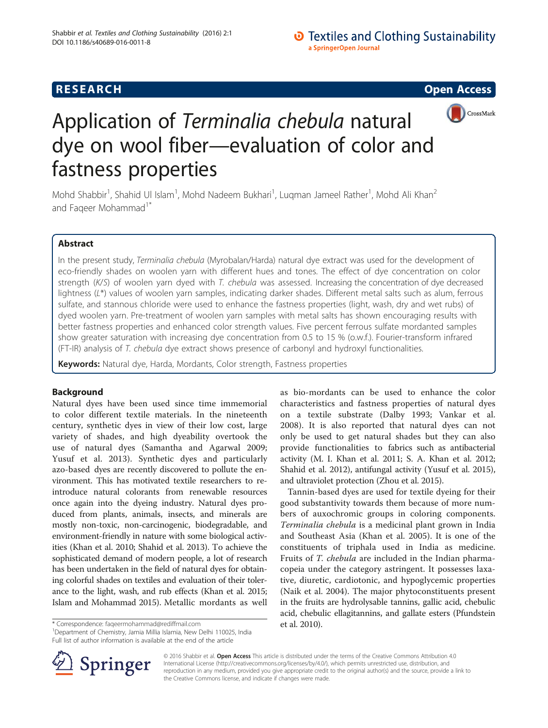RESEARCH Open Access

# Application of *Terminalia chebula* natural dye on wool fiber—evaluation of color and fastness properties

Mohd Shabbir[1], Shahid Ul Islam[1], Mohd Nadeem Bukhari[1], Luqman Jameel Rather[1], Mohd Ali Khan[2] and Faqeer Mohammad[1*]

## Abstract

In the present study, *Terminalia chebula* (Myrobalan/Harda) natural dye extract was used for the development of eco-friendly shades on woolen yarn with different hues and tones. The effect of dye concentration on color strength (*K/S*) of woolen yarn dyed with *T. chebula* was assessed. Increasing the concentration of dye decreased lightness ($L^*$) values of woolen yarn samples, indicating darker shades. Different metal salts such as alum, ferrous sulfate, and stannous chloride were used to enhance the fastness properties (light, wash, dry and wet rubs) of dyed woolen yarn. Pre-treatment of woolen yarn samples with metal salts has shown encouraging results with better fastness properties and enhanced color strength values. Five percent ferrous sulfate mordanted samples show greater saturation with increasing dye concentration from 0.5 to 15 % (o.w.f.). Fourier-transform infrared (FT-IR) analysis of *T. chebula* dye extract shows presence of carbonyl and hydroxyl functionalities.

**Keywords:** Natural dye, Harda, Mordants, Color strength, Fastness properties

## Background

Natural dyes have been used since time immemorial to color different textile materials. In the nineteenth century, synthetic dyes in view of their low cost, large variety of shades, and high dyeability overtook the use of natural dyes (Samantha and Agarwal 2009; Yusuf et al. 2013). Synthetic dyes and particularly azo-based dyes are recently discovered to pollute the environment. This has motivated textile researchers to reintroduce natural colorants from renewable resources once again into the dyeing industry. Natural dyes produced from plants, animals, insects, and minerals are mostly non-toxic, non-carcinogenic, biodegradable, and environment-friendly in nature with some biological activities (Khan et al. 2010; Shahid et al. 2013). To achieve the sophisticated demand of modern people, a lot of research has been undertaken in the field of natural dyes for obtaining colorful shades on textiles and evaluation of their tolerance to the light, wash, and rub effects (Khan et al. 2015; Islam and Mohammad 2015). Metallic mordants as well as bio-mordants can be used to enhance the color characteristics and fastness properties of natural dyes on a textile substrate (Dalby 1993; Vankar et al. 2008). It is also reported that natural dyes can not only be used to get natural shades but they can also provide functionalities to fabrics such as antibacterial activity (M. I. Khan et al. 2011; S. A. Khan et al. 2012; Shahid et al. 2012), antifungal activity (Yusuf et al. 2015), and ultraviolet protection (Zhou et al. 2015).

Tannin-based dyes are used for textile dyeing for their good substantivity towards them because of more numbers of auxochromic groups in coloring components. *Terminalia chebula* is a medicinal plant grown in India and Southeast Asia (Khan et al. 2005). It is one of the constituents of triphala used in India as medicine. Fruits of *T. chebula* are included in the Indian pharmacopeia under the category astringent. It possesses laxative, diuretic, cardiotonic, and hypoglycemic properties (Naik et al. 2004). The major phytoconstituents present in the fruits are hydrolysable tannins, gallic acid, chebulic acid, chebulic ellagitannins, and gallate esters (Pfundstein et al. 2010).

\* Correspondence: faqeermohammad@rediffmail.com
[1]Department of Chemistry, Jamia Millia Islamia, New Delhi 110025, India
Full list of author information is available at the end of the article

© 2016 Shabbir et al. **Open Access** This article is distributed under the terms of the Creative Commons Attribution 4.0 International License (http://creativecommons.org/licenses/by/4.0/), which permits unrestricted use, distribution, and reproduction in any medium, provided you give appropriate credit to the original author(s) and the source, provide a link to the Creative Commons license, and indicate if changes were made.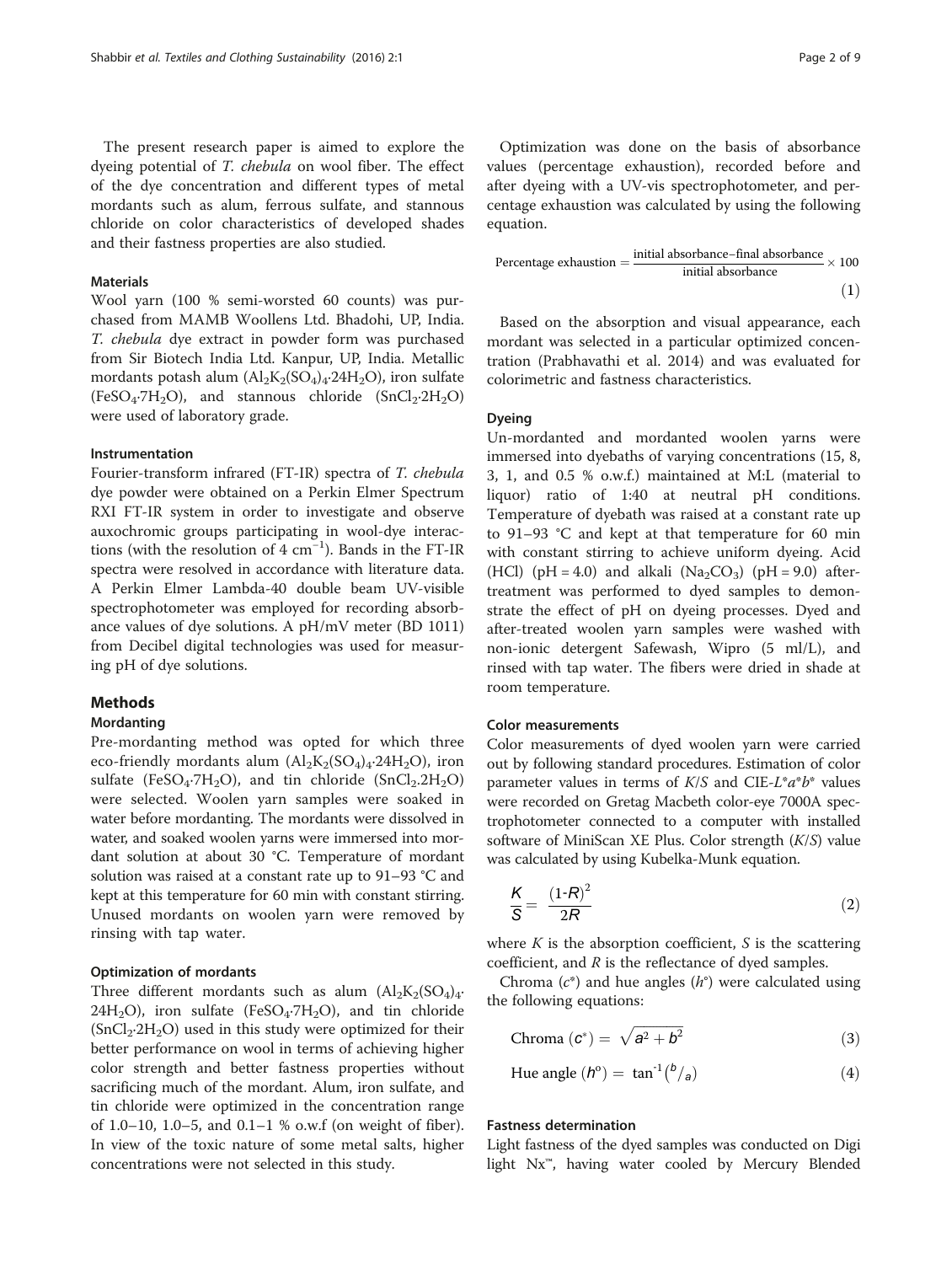The present research paper is aimed to explore the dyeing potential of *T. chebula* on wool fiber. The effect of the dye concentration and different types of metal mordants such as alum, ferrous sulfate, and stannous chloride on color characteristics of developed shades and their fastness properties are also studied.

### Materials

Wool yarn (100 % semi-worsted 60 counts) was purchased from MAMB Woollens Ltd. Bhadohi, UP, India. *T. chebula* dye extract in powder form was purchased from Sir Biotech India Ltd. Kanpur, UP, India. Metallic mordants potash alum ($Al_2K_2(SO_4)_4{\cdot}24H_2O$), iron sulfate ($FeSO_4{\cdot}7H_2O$), and stannous chloride ($SnCl_2{\cdot}2H_2O$) were used of laboratory grade.

### Instrumentation

Fourier-transform infrared (FT-IR) spectra of *T. chebula* dye powder were obtained on a Perkin Elmer Spectrum RXI FT-IR system in order to investigate and observe auxochromic groups participating in wool-dye interactions (with the resolution of 4 $cm^{-1}$). Bands in the FT-IR spectra were resolved in accordance with literature data. A Perkin Elmer Lambda-40 double beam UV-visible spectrophotometer was employed for recording absorbance values of dye solutions. A pH/mV meter (BD 1011) from Decibel digital technologies was used for measuring pH of dye solutions.

## Methods

### Mordanting

Pre-mordanting method was opted for which three eco-friendly mordants alum ($Al_2K_2(SO_4)_4{\cdot}24H_2O$), iron sulfate ($FeSO_4{\cdot}7H_2O$), and tin chloride ($SnCl_2.2H_2O$) were selected. Woolen yarn samples were soaked in water before mordanting. The mordants were dissolved in water, and soaked woolen yarns were immersed into mordant solution at about 30 °C. Temperature of mordant solution was raised at a constant rate up to 91–93 °C and kept at this temperature for 60 min with constant stirring. Unused mordants on woolen yarn were removed by rinsing with tap water.

### Optimization of mordants

Three different mordants such as alum ($Al_2K_2(SO_4)_4{\cdot}24H_2O$), iron sulfate ($FeSO_4{\cdot}7H_2O$), and tin chloride ($SnCl_2{\cdot}2H_2O$) used in this study were optimized for their better performance on wool in terms of achieving higher color strength and better fastness properties without sacrificing much of the mordant. Alum, iron sulfate, and tin chloride were optimized in the concentration range of 1.0–10, 1.0–5, and 0.1–1 % o.w.f (on weight of fiber). In view of the toxic nature of some metal salts, higher concentrations were not selected in this study.

Optimization was done on the basis of absorbance values (percentage exhaustion), recorded before and after dyeing with a UV-vis spectrophotometer, and percentage exhaustion was calculated by using the following equation.

$$\text{Percentage exhaustion} = \frac{\text{initial absorbance} - \text{final absorbance}}{\text{initial absorbance}} \times 100 \tag{1}$$

Based on the absorption and visual appearance, each mordant was selected in a particular optimized concentration (Prabhavathi et al. 2014) and was evaluated for colorimetric and fastness characteristics.

### Dyeing

Un-mordanted and mordanted woolen yarns were immersed into dyebaths of varying concentrations (15, 8, 3, 1, and 0.5 % o.w.f.) maintained at M:L (material to liquor) ratio of 1:40 at neutral pH conditions. Temperature of dyebath was raised at a constant rate up to 91–93 °C and kept at that temperature for 60 min with constant stirring to achieve uniform dyeing. Acid (HCl) (pH = 4.0) and alkali ($Na_2CO_3$) (pH = 9.0) after-treatment was performed to dyed samples to demonstrate the effect of pH on dyeing processes. Dyed and after-treated woolen yarn samples were washed with non-ionic detergent Safewash, Wipro (5 ml/L), and rinsed with tap water. The fibers were dried in shade at room temperature.

### Color measurements

Color measurements of dyed woolen yarn were carried out by following standard procedures. Estimation of color parameter values in terms of *K*/*S* and CIE-$L^*a^*b^*$ values were recorded on Gretag Macbeth color-eye 7000A spectrophotometer connected to a computer with installed software of MiniScan XE Plus. Color strength (*K*/*S*) value was calculated by using Kubelka-Munk equation.

$$\frac{K}{S} = \frac{(1\text{-}R)^2}{2R} \tag{2}$$

where *K* is the absorption coefficient, *S* is the scattering coefficient, and *R* is the reflectance of dyed samples.

Chroma ($c^*$) and hue angles ($h^\circ$) were calculated using the following equations:

$$\text{Chroma } (c^*) = \sqrt{a^2 + b^2} \tag{3}$$

$$\text{Hue angle } (h^\circ) = \tan^{-1}(b/a) \tag{4}$$

### Fastness determination

Light fastness of the dyed samples was conducted on Digi light Nx™, having water cooled by Mercury Blended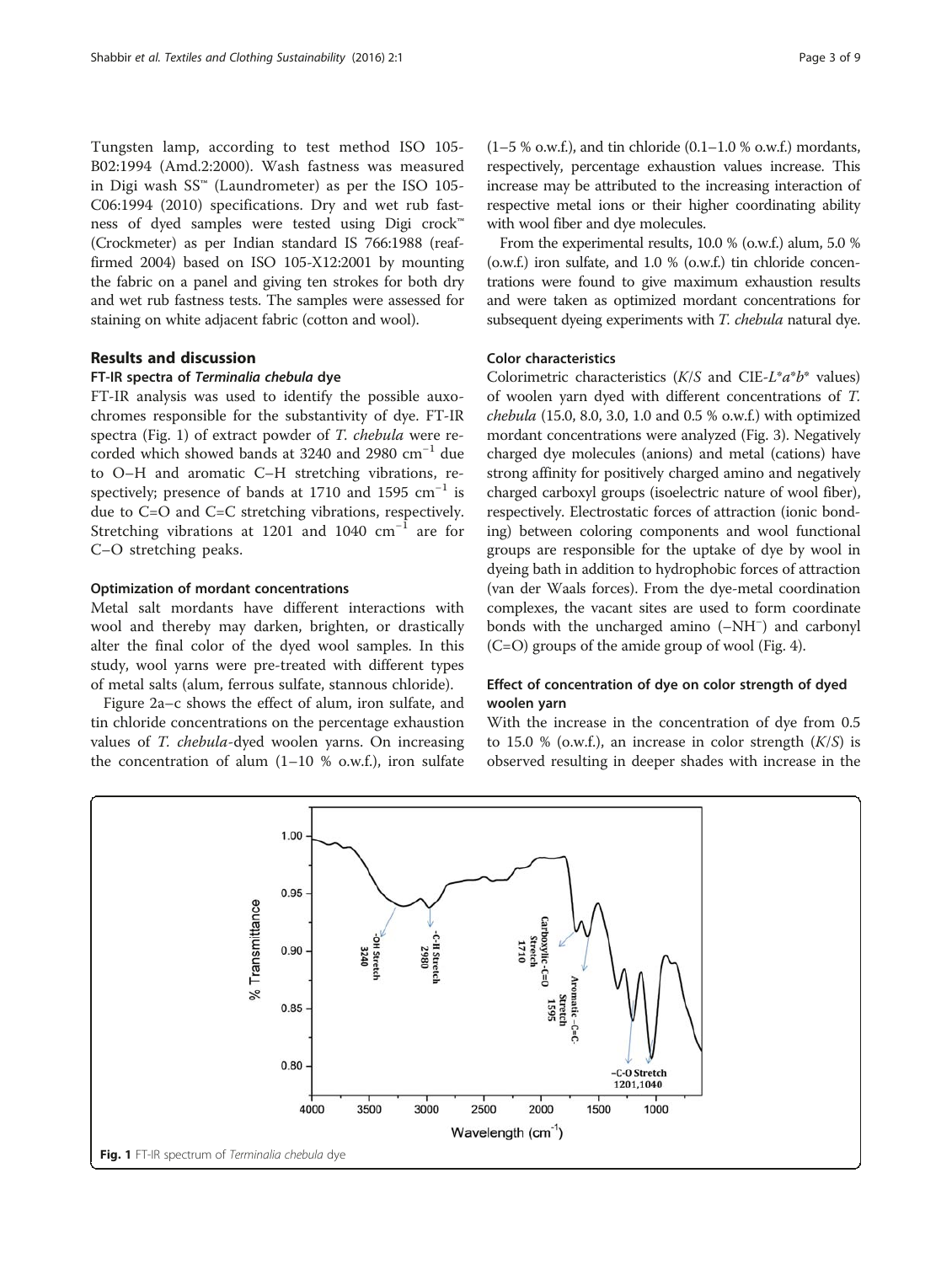Tungsten lamp, according to test method ISO 105-B02:1994 (Amd.2:2000). Wash fastness was measured in Digi wash SS™ (Laundrometer) as per the ISO 105-C06:1994 (2010) specifications. Dry and wet rub fastness of dyed samples were tested using Digi crock™ (Crockmeter) as per Indian standard IS 766:1988 (reaffirmed 2004) based on ISO 105-X12:2001 by mounting the fabric on a panel and giving ten strokes for both dry and wet rub fastness tests. The samples were assessed for staining on white adjacent fabric (cotton and wool).

## Results and discussion

### FT-IR spectra of *Terminalia chebula* dye

FT-IR analysis was used to identify the possible auxochromes responsible for the substantivity of dye. FT-IR spectra (Fig. 1) of extract powder of *T. chebula* were recorded which showed bands at 3240 and 2980 $cm^{-1}$ due to O–H and aromatic C–H stretching vibrations, respectively; presence of bands at 1710 and 1595 $cm^{-1}$ is due to C=O and C=C stretching vibrations, respectively. Stretching vibrations at 1201 and 1040 $cm^{-1}$ are for C–O stretching peaks.

### Optimization of mordant concentrations

Metal salt mordants have different interactions with wool and thereby may darken, brighten, or drastically alter the final color of the dyed wool samples. In this study, wool yarns were pre-treated with different types of metal salts (alum, ferrous sulfate, stannous chloride).

Figure 2a–c shows the effect of alum, iron sulfate, and tin chloride concentrations on the percentage exhaustion values of *T. chebula*-dyed woolen yarns. On increasing the concentration of alum (1–10 % o.w.f.), iron sulfate (1–5 % o.w.f.), and tin chloride (0.1–1.0 % o.w.f.) mordants, respectively, percentage exhaustion values increase. This increase may be attributed to the increasing interaction of respective metal ions or their higher coordinating ability with wool fiber and dye molecules.

From the experimental results, 10.0 % (o.w.f.) alum, 5.0 % (o.w.f.) iron sulfate, and 1.0 % (o.w.f.) tin chloride concentrations were found to give maximum exhaustion results and were taken as optimized mordant concentrations for subsequent dyeing experiments with *T. chebula* natural dye.

### Color characteristics

Colorimetric characteristics (*K*/*S* and CIE-$L^*a^*b^*$ values) of woolen yarn dyed with different concentrations of *T. chebula* (15.0, 8.0, 3.0, 1.0 and 0.5 % o.w.f.) with optimized mordant concentrations were analyzed (Fig. 3). Negatively charged dye molecules (anions) and metal (cations) have strong affinity for positively charged amino and negatively charged carboxyl groups (isoelectric nature of wool fiber), respectively. Electrostatic forces of attraction (ionic bonding) between coloring components and wool functional groups are responsible for the uptake of dye by wool in dyeing bath in addition to hydrophobic forces of attraction (van der Waals forces). From the dye-metal coordination complexes, the vacant sites are used to form coordinate bonds with the uncharged amino (–$NH^-$) and carbonyl (C=O) groups of the amide group of wool (Fig. 4).

### Effect of concentration of dye on color strength of dyed woolen yarn

With the increase in the concentration of dye from 0.5 to 15.0 % (o.w.f.), an increase in color strength (*K*/*S*) is observed resulting in deeper shades with increase in the

**Fig. 1** FT-IR spectrum of *Terminalia chebula* dye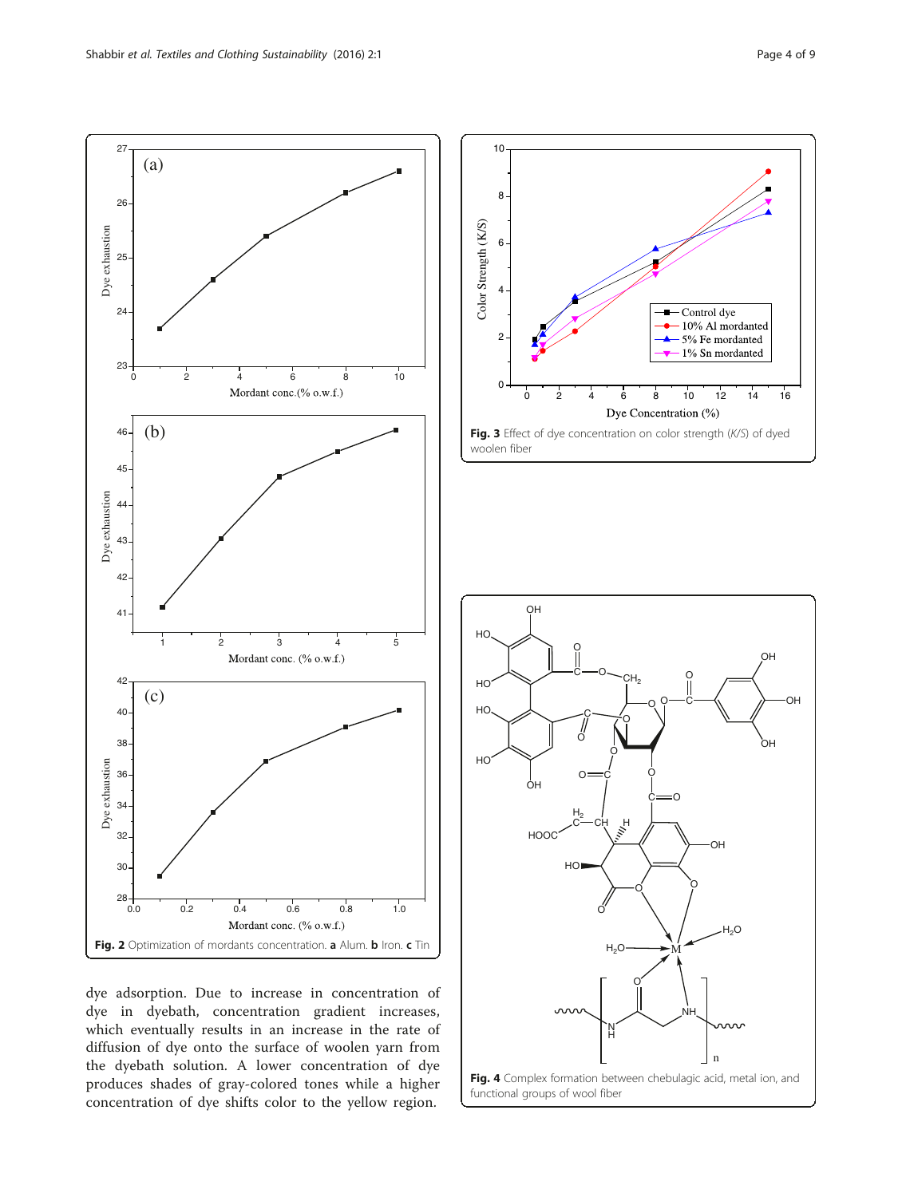Fig. 2 Optimization of mordants concentration. **a** Alum. **b** Iron. **c** Tin

Fig. 3 Effect of dye concentration on color strength (*K/S*) of dyed woolen fiber

Fig. 4 Complex formation between chebulagic acid, metal ion, and functional groups of wool fiber

dye adsorption. Due to increase in concentration of dye in dyebath, concentration gradient increases, which eventually results in an increase in the rate of diffusion of dye onto the surface of woolen yarn from the dyebath solution. A lower concentration of dye produces shades of gray-colored tones while a higher concentration of dye shifts color to the yellow region.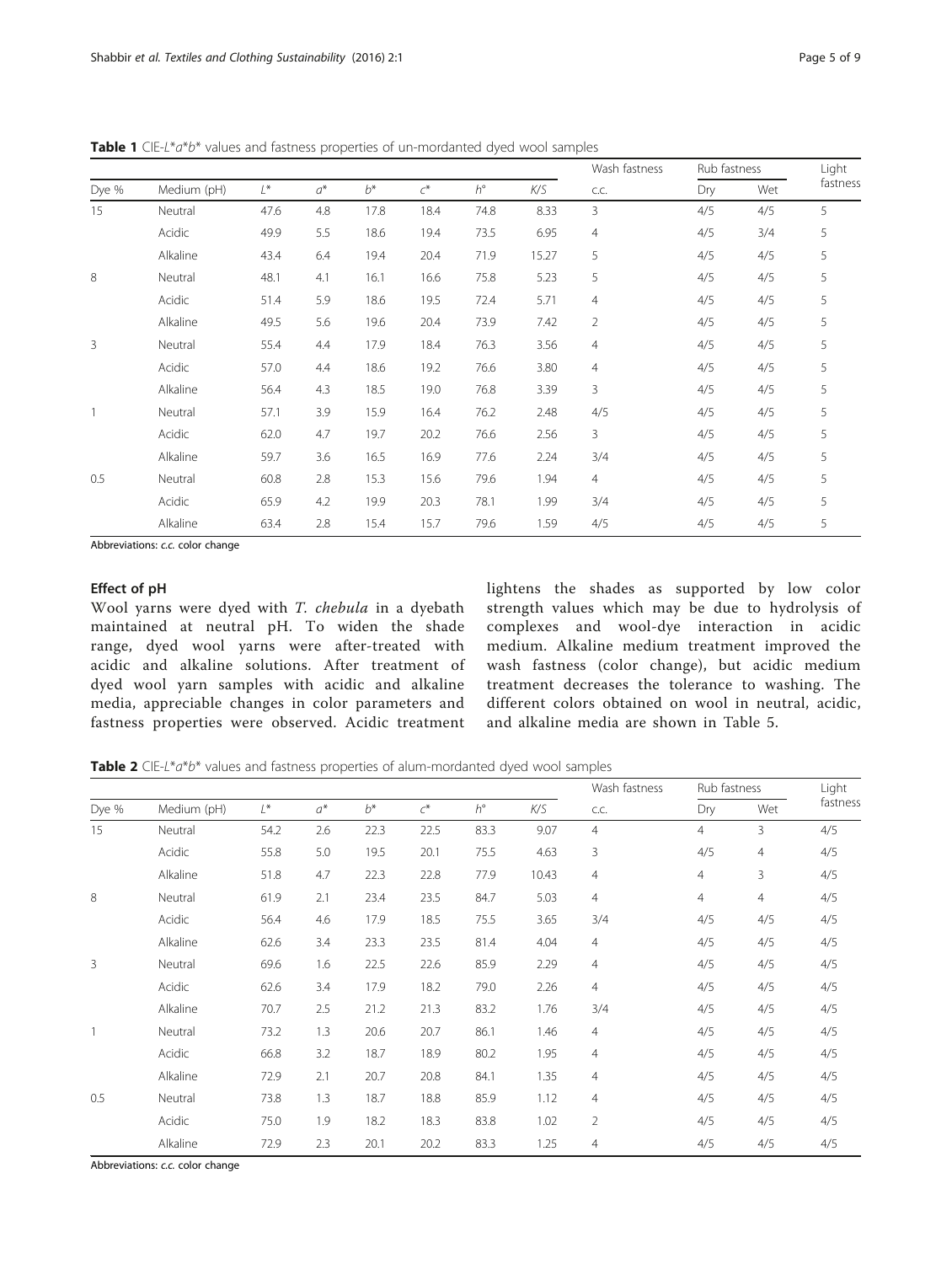**Table 1** CIE-$L^*a^*b^*$ values and fastness properties of un-mordanted dyed wool samples

| Dye % | Medium (pH) | $L^*$ | $a^*$ | $b^*$ | $c^*$ | $h°$ | $K/S$ | Wash fastness | Rub fastness | | Light fastness |
|---|---|---|---|---|---|---|---|---|---|---|---|
| | | | | | | | | c.c. | Dry | Wet | |
| 15 | Neutral | 47.6 | 4.8 | 17.8 | 18.4 | 74.8 | 8.33 | 3 | 4/5 | 4/5 | 5 |
| | Acidic | 49.9 | 5.5 | 18.6 | 19.4 | 73.5 | 6.95 | 4 | 4/5 | 3/4 | 5 |
| | Alkaline | 43.4 | 6.4 | 19.4 | 20.4 | 71.9 | 15.27 | 5 | 4/5 | 4/5 | 5 |
| 8 | Neutral | 48.1 | 4.1 | 16.1 | 16.6 | 75.8 | 5.23 | 5 | 4/5 | 4/5 | 5 |
| | Acidic | 51.4 | 5.9 | 18.6 | 19.5 | 72.4 | 5.71 | 4 | 4/5 | 4/5 | 5 |
| | Alkaline | 49.5 | 5.6 | 19.6 | 20.4 | 73.9 | 7.42 | 2 | 4/5 | 4/5 | 5 |
| 3 | Neutral | 55.4 | 4.4 | 17.9 | 18.4 | 76.3 | 3.56 | 4 | 4/5 | 4/5 | 5 |
| | Acidic | 57.0 | 4.4 | 18.6 | 19.2 | 76.6 | 3.80 | 4 | 4/5 | 4/5 | 5 |
| | Alkaline | 56.4 | 4.3 | 18.5 | 19.0 | 76.8 | 3.39 | 3 | 4/5 | 4/5 | 5 |
| 1 | Neutral | 57.1 | 3.9 | 15.9 | 16.4 | 76.2 | 2.48 | 4/5 | 4/5 | 4/5 | 5 |
| | Acidic | 62.0 | 4.7 | 19.7 | 20.2 | 76.6 | 2.56 | 3 | 4/5 | 4/5 | 5 |
| | Alkaline | 59.7 | 3.6 | 16.5 | 16.9 | 77.6 | 2.24 | 3/4 | 4/5 | 4/5 | 5 |
| 0.5 | Neutral | 60.8 | 2.8 | 15.3 | 15.6 | 79.6 | 1.94 | 4 | 4/5 | 4/5 | 5 |
| | Acidic | 65.9 | 4.2 | 19.9 | 20.3 | 78.1 | 1.99 | 3/4 | 4/5 | 4/5 | 5 |
| | Alkaline | 63.4 | 2.8 | 15.4 | 15.7 | 79.6 | 1.59 | 4/5 | 4/5 | 4/5 | 5 |

Abbreviations: *c.c.* color change

#### Effect of pH

Wool yarns were dyed with *T. chebula* in a dyebath maintained at neutral pH. To widen the shade range, dyed wool yarns were after-treated with acidic and alkaline solutions. After treatment of dyed wool yarn samples with acidic and alkaline media, appreciable changes in color parameters and fastness properties were observed. Acidic treatment lightens the shades as supported by low color strength values which may be due to hydrolysis of complexes and wool-dye interaction in acidic medium. Alkaline medium treatment improved the wash fastness (color change), but acidic medium treatment decreases the tolerance to washing. The different colors obtained on wool in neutral, acidic, and alkaline media are shown in Table 5.

**Table 2** CIE-$L^*a^*b^*$ values and fastness properties of alum-mordanted dyed wool samples

| Dye % | Medium (pH) | $L^*$ | $a^*$ | $b^*$ | $c^*$ | $h°$ | $K/S$ | Wash fastness | Rub fastness | | Light fastness |
|---|---|---|---|---|---|---|---|---|---|---|---|
| | | | | | | | | c.c. | Dry | Wet | |
| 15 | Neutral | 54.2 | 2.6 | 22.3 | 22.5 | 83.3 | 9.07 | 4 | 4 | 3 | 4/5 |
| | Acidic | 55.8 | 5.0 | 19.5 | 20.1 | 75.5 | 4.63 | 3 | 4/5 | 4 | 4/5 |
| | Alkaline | 51.8 | 4.7 | 22.3 | 22.8 | 77.9 | 10.43 | 4 | 4 | 3 | 4/5 |
| 8 | Neutral | 61.9 | 2.1 | 23.4 | 23.5 | 84.7 | 5.03 | 4 | 4 | 4 | 4/5 |
| | Acidic | 56.4 | 4.6 | 17.9 | 18.5 | 75.5 | 3.65 | 3/4 | 4/5 | 4/5 | 4/5 |
| | Alkaline | 62.6 | 3.4 | 23.3 | 23.5 | 81.4 | 4.04 | 4 | 4/5 | 4/5 | 4/5 |
| 3 | Neutral | 69.6 | 1.6 | 22.5 | 22.6 | 85.9 | 2.29 | 4 | 4/5 | 4/5 | 4/5 |
| | Acidic | 62.6 | 3.4 | 17.9 | 18.2 | 79.0 | 2.26 | 4 | 4/5 | 4/5 | 4/5 |
| | Alkaline | 70.7 | 2.5 | 21.2 | 21.3 | 83.2 | 1.76 | 3/4 | 4/5 | 4/5 | 4/5 |
| 1 | Neutral | 73.2 | 1.3 | 20.6 | 20.7 | 86.1 | 1.46 | 4 | 4/5 | 4/5 | 4/5 |
| | Acidic | 66.8 | 3.2 | 18.7 | 18.9 | 80.2 | 1.95 | 4 | 4/5 | 4/5 | 4/5 |
| | Alkaline | 72.9 | 2.1 | 20.7 | 20.8 | 84.1 | 1.35 | 4 | 4/5 | 4/5 | 4/5 |
| 0.5 | Neutral | 73.8 | 1.3 | 18.7 | 18.8 | 85.9 | 1.12 | 4 | 4/5 | 4/5 | 4/5 |
| | Acidic | 75.0 | 1.9 | 18.2 | 18.3 | 83.8 | 1.02 | 2 | 4/5 | 4/5 | 4/5 |
| | Alkaline | 72.9 | 2.3 | 20.1 | 20.2 | 83.3 | 1.25 | 4 | 4/5 | 4/5 | 4/5 |

Abbreviations: *c.c.* color change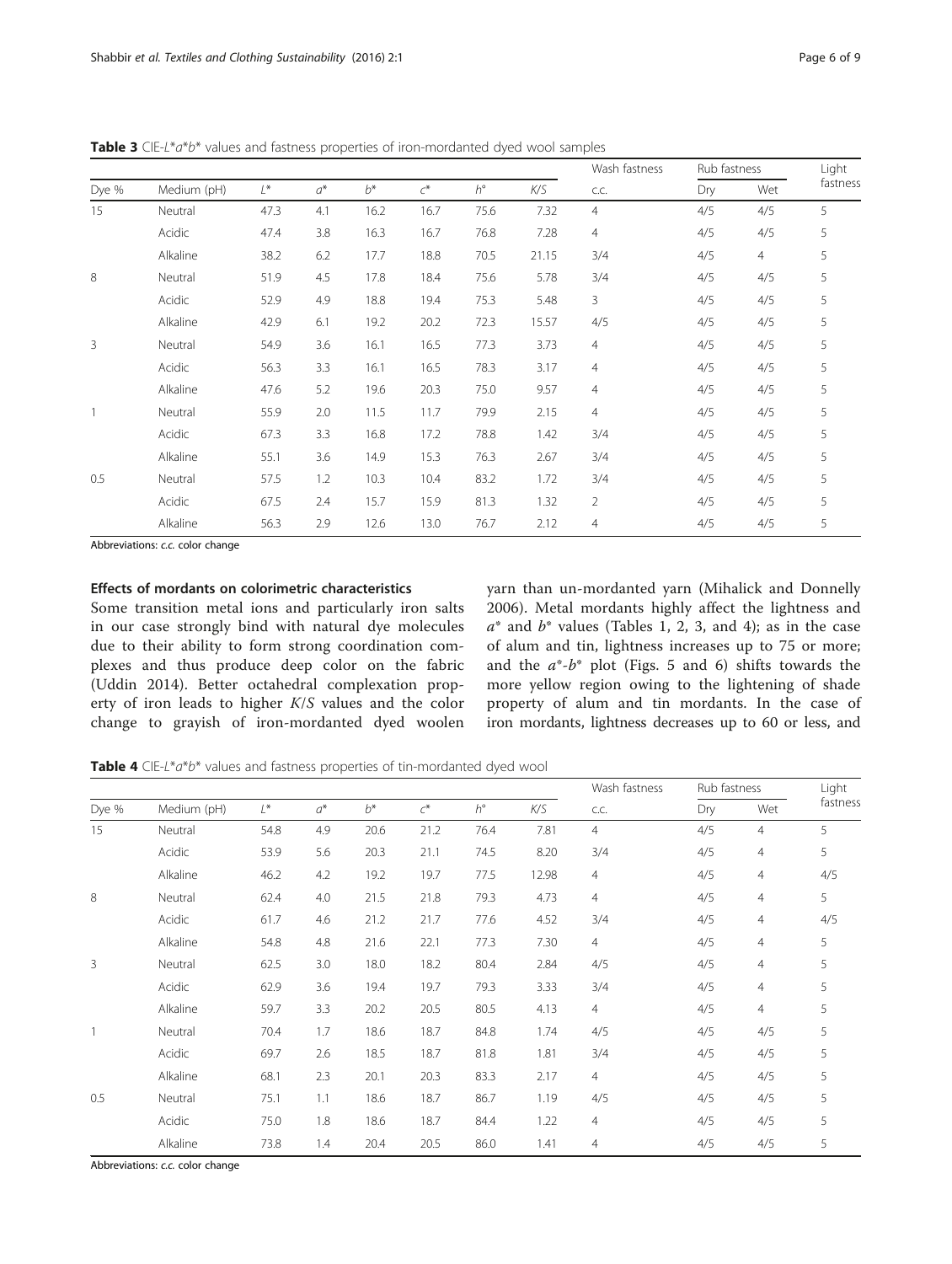**Table 3** CIE-$L^*a^*b^*$ values and fastness properties of iron-mordanted dyed wool samples

| Dye % | Medium (pH) | $L^*$ | $a^*$ | $b^*$ | $c^*$ | $h°$ | $K/S$ | Wash fastness | Rub fastness | | Light fastness |
|---|---|---|---|---|---|---|---|---|---|---|---|
| | | | | | | | | c.c. | Dry | Wet | |
| 15 | Neutral | 47.3 | 4.1 | 16.2 | 16.7 | 75.6 | 7.32 | 4 | 4/5 | 4/5 | 5 |
| | Acidic | 47.4 | 3.8 | 16.3 | 16.7 | 76.8 | 7.28 | 4 | 4/5 | 4/5 | 5 |
| | Alkaline | 38.2 | 6.2 | 17.7 | 18.8 | 70.5 | 21.15 | 3/4 | 4/5 | 4 | 5 |
| 8 | Neutral | 51.9 | 4.5 | 17.8 | 18.4 | 75.6 | 5.78 | 3/4 | 4/5 | 4/5 | 5 |
| | Acidic | 52.9 | 4.9 | 18.8 | 19.4 | 75.3 | 5.48 | 3 | 4/5 | 4/5 | 5 |
| | Alkaline | 42.9 | 6.1 | 19.2 | 20.2 | 72.3 | 15.57 | 4/5 | 4/5 | 4/5 | 5 |
| 3 | Neutral | 54.9 | 3.6 | 16.1 | 16.5 | 77.3 | 3.73 | 4 | 4/5 | 4/5 | 5 |
| | Acidic | 56.3 | 3.3 | 16.1 | 16.5 | 78.3 | 3.17 | 4 | 4/5 | 4/5 | 5 |
| | Alkaline | 47.6 | 5.2 | 19.6 | 20.3 | 75.0 | 9.57 | 4 | 4/5 | 4/5 | 5 |
| 1 | Neutral | 55.9 | 2.0 | 11.5 | 11.7 | 79.9 | 2.15 | 4 | 4/5 | 4/5 | 5 |
| | Acidic | 67.3 | 3.3 | 16.8 | 17.2 | 78.8 | 1.42 | 3/4 | 4/5 | 4/5 | 5 |
| | Alkaline | 55.1 | 3.6 | 14.9 | 15.3 | 76.3 | 2.67 | 3/4 | 4/5 | 4/5 | 5 |
| 0.5 | Neutral | 57.5 | 1.2 | 10.3 | 10.4 | 83.2 | 1.72 | 3/4 | 4/5 | 4/5 | 5 |
| | Acidic | 67.5 | 2.4 | 15.7 | 15.9 | 81.3 | 1.32 | 2 | 4/5 | 4/5 | 5 |
| | Alkaline | 56.3 | 2.9 | 12.6 | 13.0 | 76.7 | 2.12 | 4 | 4/5 | 4/5 | 5 |

Abbreviations: *c.c.* color change

### Effects of mordants on colorimetric characteristics

Some transition metal ions and particularly iron salts in our case strongly bind with natural dye molecules due to their ability to form strong coordination complexes and thus produce deep color on the fabric (Uddin 2014). Better octahedral complexation property of iron leads to higher $K/S$ values and the color change to grayish of iron-mordanted dyed woolen yarn than un-mordanted yarn (Mihalick and Donnelly 2006). Metal mordants highly affect the lightness and $a^*$ and $b^*$ values (Tables 1, 2, 3, and 4); as in the case of alum and tin, lightness increases up to 75 or more; and the $a^*$-$b^*$ plot (Figs. 5 and 6) shifts towards the more yellow region owing to the lightening of shade property of alum and tin mordants. In the case of iron mordants, lightness decreases up to 60 or less, and

**Table 4** CIE-$L^*a^*b^*$ values and fastness properties of tin-mordanted dyed wool

| Dye % | Medium (pH) | $L^*$ | $a^*$ | $b^*$ | $c^*$ | $h°$ | $K/S$ | Wash fastness | Rub fastness | | Light fastness |
|---|---|---|---|---|---|---|---|---|---|---|---|
| | | | | | | | | c.c. | Dry | Wet | |
| 15 | Neutral | 54.8 | 4.9 | 20.6 | 21.2 | 76.4 | 7.81 | 4 | 4/5 | 4 | 5 |
| | Acidic | 53.9 | 5.6 | 20.3 | 21.1 | 74.5 | 8.20 | 3/4 | 4/5 | 4 | 5 |
| | Alkaline | 46.2 | 4.2 | 19.2 | 19.7 | 77.5 | 12.98 | 4 | 4/5 | 4 | 4/5 |
| 8 | Neutral | 62.4 | 4.0 | 21.5 | 21.8 | 79.3 | 4.73 | 4 | 4/5 | 4 | 5 |
| | Acidic | 61.7 | 4.6 | 21.2 | 21.7 | 77.6 | 4.52 | 3/4 | 4/5 | 4 | 4/5 |
| | Alkaline | 54.8 | 4.8 | 21.6 | 22.1 | 77.3 | 7.30 | 4 | 4/5 | 4 | 5 |
| 3 | Neutral | 62.5 | 3.0 | 18.0 | 18.2 | 80.4 | 2.84 | 4/5 | 4/5 | 4 | 5 |
| | Acidic | 62.9 | 3.6 | 19.4 | 19.7 | 79.3 | 3.33 | 3/4 | 4/5 | 4 | 5 |
| | Alkaline | 59.7 | 3.3 | 20.2 | 20.5 | 80.5 | 4.13 | 4 | 4/5 | 4 | 5 |
| 1 | Neutral | 70.4 | 1.7 | 18.6 | 18.7 | 84.8 | 1.74 | 4/5 | 4/5 | 4/5 | 5 |
| | Acidic | 69.7 | 2.6 | 18.5 | 18.7 | 81.8 | 1.81 | 3/4 | 4/5 | 4/5 | 5 |
| | Alkaline | 68.1 | 2.3 | 20.1 | 20.3 | 83.3 | 2.17 | 4 | 4/5 | 4/5 | 5 |
| 0.5 | Neutral | 75.1 | 1.1 | 18.6 | 18.7 | 86.7 | 1.19 | 4/5 | 4/5 | 4/5 | 5 |
| | Acidic | 75.0 | 1.8 | 18.6 | 18.7 | 84.4 | 1.22 | 4 | 4/5 | 4/5 | 5 |
| | Alkaline | 73.8 | 1.4 | 20.4 | 20.5 | 86.0 | 1.41 | 4 | 4/5 | 4/5 | 5 |

Abbreviations: *c.c.* color change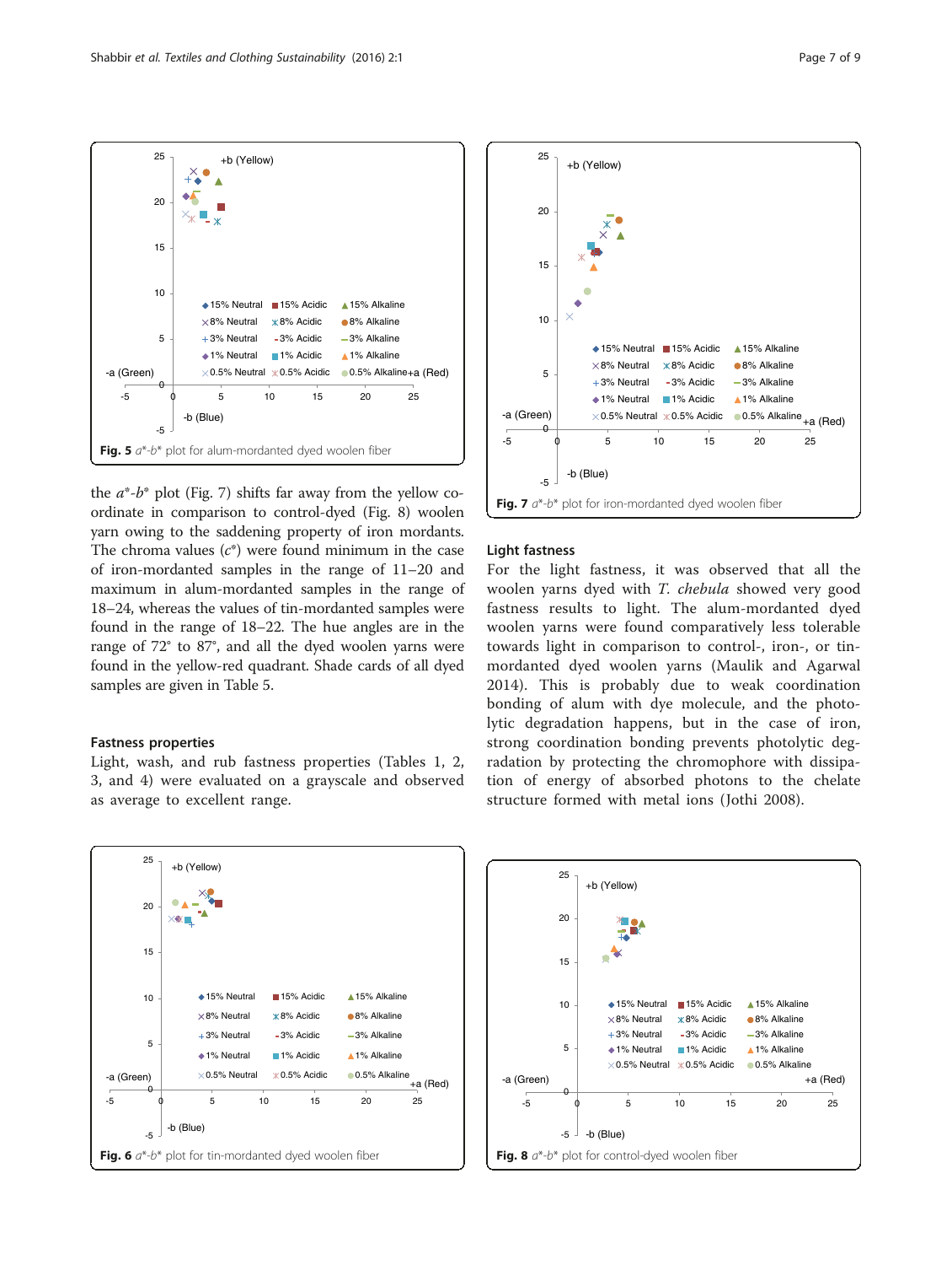Fig. 5 $a^*$-$b^*$ plot for alum-mordanted dyed woolen fiber

Fig. 7 $a^*$-$b^*$ plot for iron-mordanted dyed woolen fiber

the $a^*$-$b^*$ plot (Fig. 7) shifts far away from the yellow co-ordinate in comparison to control-dyed (Fig. 8) woolen yarn owing to the saddening property of iron mordants. The chroma values ($c^*$) were found minimum in the case of iron-mordanted samples in the range of 11–20 and maximum in alum-mordanted samples in the range of 18–24, whereas the values of tin-mordanted samples were found in the range of 18–22. The hue angles are in the range of 72° to 87°, and all the dyed woolen yarns were found in the yellow-red quadrant. Shade cards of all dyed samples are given in Table 5.

### Fastness properties

Light, wash, and rub fastness properties (Tables 1, 2, 3, and 4) were evaluated on a grayscale and observed as average to excellent range.

### Light fastness

For the light fastness, it was observed that all the woolen yarns dyed with *T. chebula* showed very good fastness results to light. The alum-mordanted dyed woolen yarns were found comparatively less tolerable towards light in comparison to control-, iron-, or tin-mordanted dyed woolen yarns (Maulik and Agarwal 2014). This is probably due to weak coordination bonding of alum with dye molecule, and the photolytic degradation happens, but in the case of iron, strong coordination bonding prevents photolytic degradation by protecting the chromophore with dissipation of energy of absorbed photons to the chelate structure formed with metal ions (Jothi 2008).

Fig. 6 $a^*$-$b^*$ plot for tin-mordanted dyed woolen fiber

Fig. 8 $a^*$-$b^*$ plot for control-dyed woolen fiber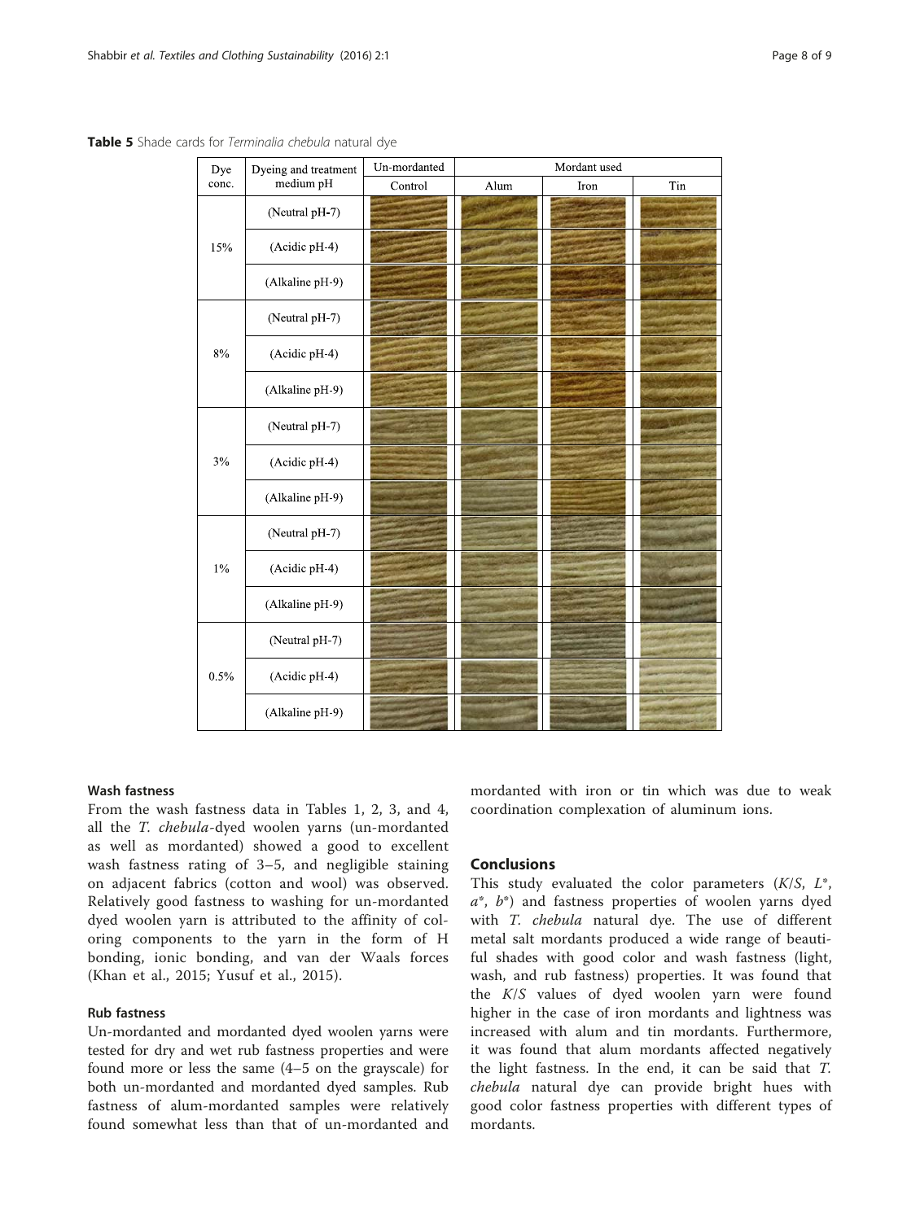**Table 5** Shade cards for *Terminalia chebula* natural dye

| Dye conc. | Dyeing and treatment medium pH | Un-mordanted | Mordant used | | |
|---|---|---|---|---|---|
| | | Control | Alum | Iron | Tin |
| 15% | (Neutral pH-7) | | | | |
| | (Acidic pH-4) | | | | |
| | (Alkaline pH-9) | | | | |
| 8% | (Neutral pH-7) | | | | |
| | (Acidic pH-4) | | | | |
| | (Alkaline pH-9) | | | | |
| 3% | (Neutral pH-7) | | | | |
| | (Acidic pH-4) | | | | |
| | (Alkaline pH-9) | | | | |
| 1% | (Neutral pH-7) | | | | |
| | (Acidic pH-4) | | | | |
| | (Alkaline pH-9) | | | | |
| 0.5% | (Neutral pH-7) | | | | |
| | (Acidic pH-4) | | | | |
| | (Alkaline pH-9) | | | | |

### Wash fastness

From the wash fastness data in Tables 1, 2, 3, and 4, all the *T. chebula*-dyed woolen yarns (un-mordanted as well as mordanted) showed a good to excellent wash fastness rating of 3–5, and negligible staining on adjacent fabrics (cotton and wool) was observed. Relatively good fastness to washing for un-mordanted dyed woolen yarn is attributed to the affinity of coloring components to the yarn in the form of H bonding, ionic bonding, and van der Waals forces (Khan et al., 2015; Yusuf et al., 2015).

### Rub fastness

Un-mordanted and mordanted dyed woolen yarns were tested for dry and wet rub fastness properties and were found more or less the same (4–5 on the grayscale) for both un-mordanted and mordanted dyed samples. Rub fastness of alum-mordanted samples were relatively found somewhat less than that of un-mordanted and mordanted with iron or tin which was due to weak coordination complexation of aluminum ions.

## Conclusions

This study evaluated the color parameters ($K/S$, $L^*$, $a^*$, $b^*$) and fastness properties of woolen yarns dyed with *T. chebula* natural dye. The use of different metal salt mordants produced a wide range of beautiful shades with good color and wash fastness (light, wash, and rub fastness) properties. It was found that the $K/S$ values of dyed woolen yarn were found higher in the case of iron mordants and lightness was increased with alum and tin mordants. Furthermore, it was found that alum mordants affected negatively the light fastness. In the end, it can be said that *T. chebula* natural dye can provide bright hues with good color fastness properties with different types of mordants.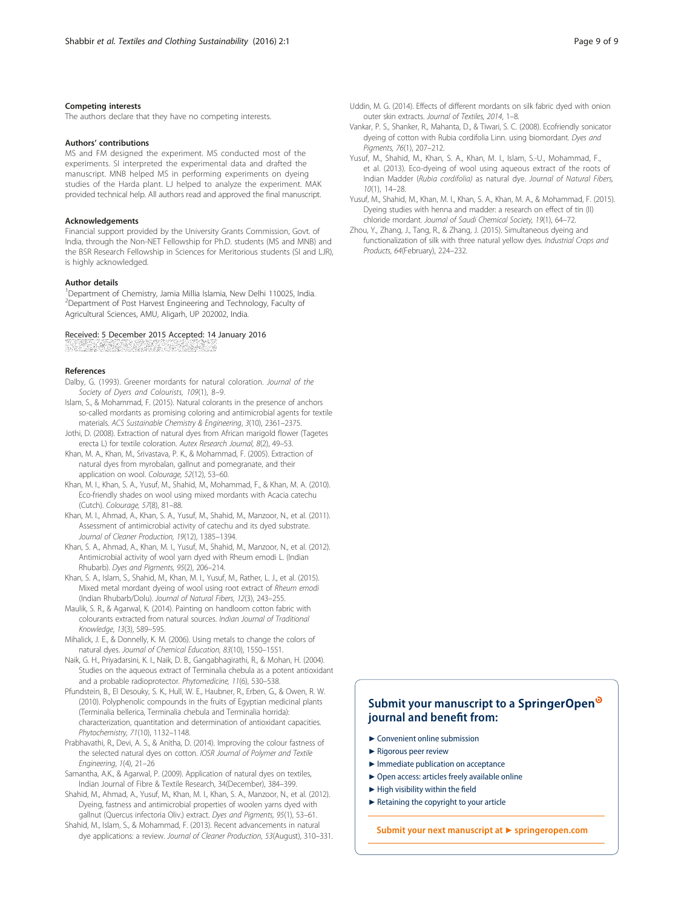#### Competing interests

The authors declare that they have no competing interests.

#### Authors' contributions

MS and FM designed the experiment. MS conducted most of the experiments. SI interpreted the experimental data and drafted the manuscript. MNB helped MS in performing experiments on dyeing studies of the Harda plant. LJ helped to analyze the experiment. MAK provided technical help. All authors read and approved the final manuscript.

#### Acknowledgements

Financial support provided by the University Grants Commission, Govt. of India, through the Non-NET Fellowship for Ph.D. students (MS and MNB) and the BSR Research Fellowship in Sciences for Meritorious students (SI and LJR), is highly acknowledged.

#### Author details

[1]Department of Chemistry, Jamia Millia Islamia, New Delhi 110025, India. [2]Department of Post Harvest Engineering and Technology, Faculty of Agricultural Sciences, AMU, Aligarh, UP 202002, India.

Received: 5 December 2015 Accepted: 14 January 2016

#### References

Dalby, G. (1993). Greener mordants for natural coloration. *Journal of the Society of Dyers and Colourists, 109*(1), 8–9.

Islam, S., & Mohammad, F. (2015). Natural colorants in the presence of anchors so-called mordants as promising coloring and antimicrobial agents for textile materials. *ACS Sustainable Chemistry & Engineering, 3*(10), 2361–2375.

Jothi, D. (2008). Extraction of natural dyes from African marigold flower (Tagetes erecta L) for textile coloration. *Autex Research Journal, 8*(2), 49–53.

Khan, M. A., Khan, M., Srivastava, P. K., & Mohammad, F. (2005). Extraction of natural dyes from myrobalan, gallnut and pomegranate, and their application on wool. *Colourage, 52*(12), 53–60.

Khan, M. I., Khan, S. A., Yusuf, M., Shahid, M., Mohammad, F., & Khan, M. A. (2010). Eco-friendly shades on wool using mixed mordants with Acacia catechu (Cutch). *Colourage, 57*(8), 81–88.

Khan, M. I., Ahmad, A., Khan, S. A., Yusuf, M., Shahid, M., Manzoor, N., et al. (2011). Assessment of antimicrobial activity of catechu and its dyed substrate. *Journal of Cleaner Production, 19*(12), 1385–1394.

Khan, S. A., Ahmad, A., Khan, M. I., Yusuf, M., Shahid, M., Manzoor, N., et al. (2012). Antimicrobial activity of wool yarn dyed with Rheum emodi L. (Indian Rhubarb). *Dyes and Pigments, 95*(2), 206–214.

Khan, S. A., Islam, S., Shahid, M., Khan, M. I., Yusuf, M., Rather, L. J., et al. (2015). Mixed metal mordant dyeing of wool using root extract of *Rheum emodi* (Indian Rhubarb/Dolu). *Journal of Natural Fibers, 12*(3), 243–255.

Maulik, S. R., & Agarwal, K. (2014). Painting on handloom cotton fabric with colourants extracted from natural sources. *Indian Journal of Traditional Knowledge, 13*(3), 589–595.

Mihalick, J. E., & Donnelly, K. M. (2006). Using metals to change the colors of natural dyes. *Journal of Chemical Education, 83*(10), 1550–1551.

Naik, G. H., Priyadarsini, K. I., Naik, D. B., Gangabhagirathi, R., & Mohan, H. (2004). Studies on the aqueous extract of Terminalia chebula as a potent antioxidant and a probable radioprotector. *Phytomedicine, 11*(6), 530–538.

Pfundstein, B., El Desouky, S. K., Hull, W. E., Haubner, R., Erben, G., & Owen, R. W. (2010). Polyphenolic compounds in the fruits of Egyptian medicinal plants (Terminalia bellerica, Terminalia chebula and Terminalia horrida): characterization, quantitation and determination of antioxidant capacities. *Phytochemistry, 71*(10), 1132–1148.

Prabhavathi, R., Devi, A. S., & Anitha, D. (2014). Improving the colour fastness of the selected natural dyes on cotton. *IOSR Journal of Polymer and Textile Engineering, 1*(4), 21–26

Samantha, A.K., & Agarwal, P. (2009). Application of natural dyes on textiles, Indian Journal of Fibre & Textile Research, 34(December), 384–399.

Shahid, M., Ahmad, A., Yusuf, M., Khan, M. I., Khan, S. A., Manzoor, N., et al. (2012). Dyeing, fastness and antimicrobial properties of woolen yarns dyed with gallnut (Quercus infectoria Oliv.) extract. *Dyes and Pigments, 95*(1), 53–61.

Shahid, M., Islam, S., & Mohammad, F. (2013). Recent advancements in natural dye applications: a review. *Journal of Cleaner Production, 53*(August), 310–331.

Uddin, M. G. (2014). Effects of different mordants on silk fabric dyed with onion outer skin extracts. *Journal of Textiles, 2014*, 1–8.

Vankar, P. S., Shanker, R., Mahanta, D., & Tiwari, S. C. (2008). Ecofriendly sonicator dyeing of cotton with Rubia cordifolia Linn. using biomordant. *Dyes and Pigments, 76*(1), 207–212.

Yusuf, M., Shahid, M., Khan, S. A., Khan, M. I., Islam, S.-U., Mohammad, F., et al. (2013). Eco-dyeing of wool using aqueous extract of the roots of Indian Madder (*Rubia cordifolia*) as natural dye. *Journal of Natural Fibers, 10*(1), 14–28.

Yusuf, M., Shahid, M., Khan, M. I., Khan, S. A., Khan, M. A., & Mohammad, F. (2015). Dyeing studies with henna and madder: a research on effect of tin (II) chloride mordant. *Journal of Saudi Chemical Society, 19*(1), 64–72.

Zhou, Y., Zhang, J., Tang, R., & Zhang, J. (2015). Simultaneous dyeing and functionalization of silk with three natural yellow dyes. *Industrial Crops and Products, 64*(February), 224–232.

**Submit your manuscript to a SpringerOpen journal and benefit from:**

- Convenient online submission
- Rigorous peer review
- Immediate publication on acceptance
- Open access: articles freely available online
- High visibility within the field
- Retaining the copyright to your article

**Submit your next manuscript at ▶ springeropen.com**